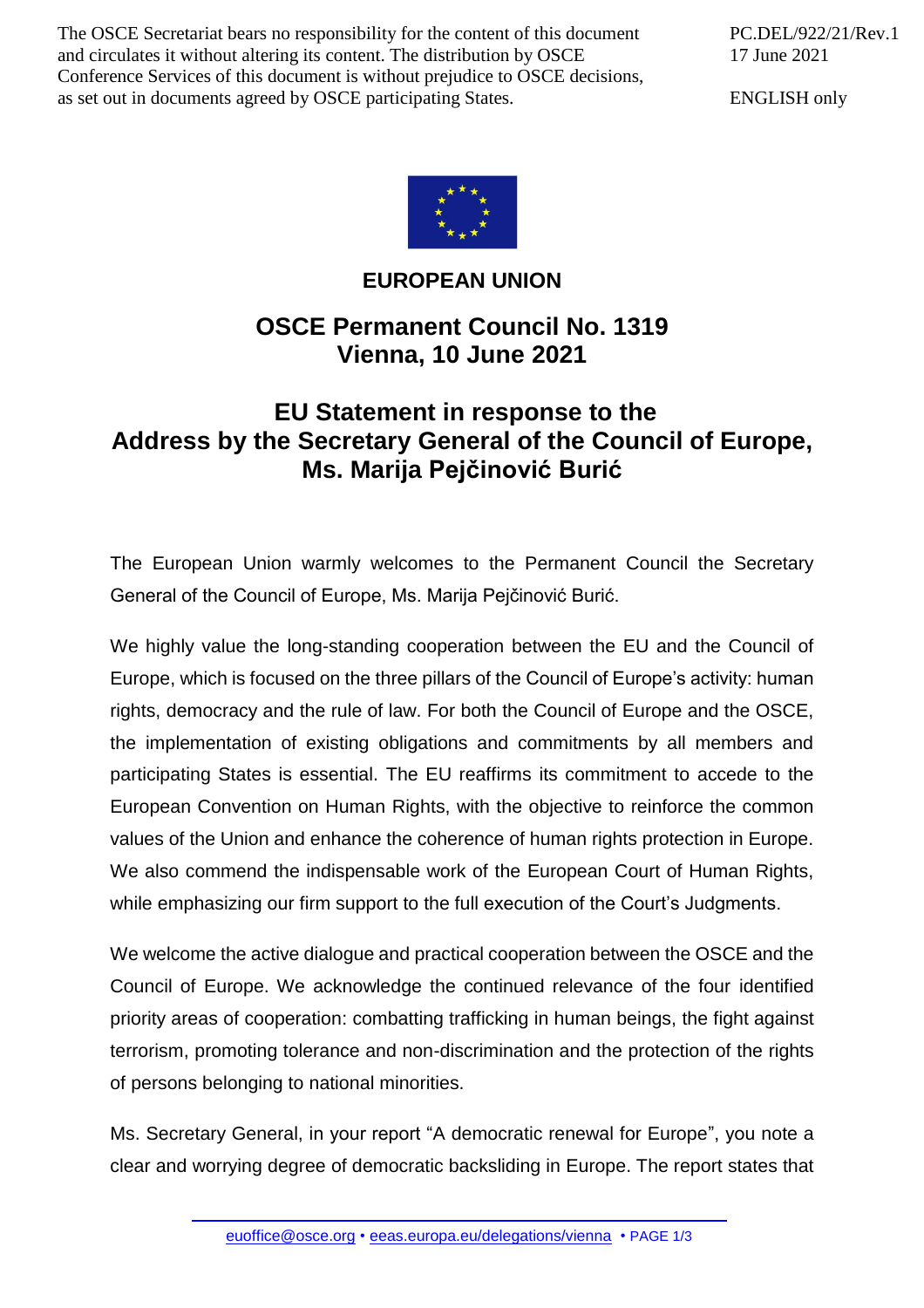The OSCE Secretariat bears no responsibility for the content of this document and circulates it without altering its content. The distribution by OSCE Conference Services of this document is without prejudice to OSCE decisions, as set out in documents agreed by OSCE participating States.

PC.DEL/922/21/Rev.1
17 June 2021

ENGLISH only

**EUROPEAN UNION**

## OSCE Permanent Council No. 1319
## Vienna, 10 June 2021

# EU Statement in response to the Address by the Secretary General of the Council of Europe, Ms. Marija Pejčinović Burić

The European Union warmly welcomes to the Permanent Council the Secretary General of the Council of Europe, Ms. Marija Pejčinović Burić.

We highly value the long-standing cooperation between the EU and the Council of Europe, which is focused on the three pillars of the Council of Europe's activity: human rights, democracy and the rule of law. For both the Council of Europe and the OSCE, the implementation of existing obligations and commitments by all members and participating States is essential. The EU reaffirms its commitment to accede to the European Convention on Human Rights, with the objective to reinforce the common values of the Union and enhance the coherence of human rights protection in Europe. We also commend the indispensable work of the European Court of Human Rights, while emphasizing our firm support to the full execution of the Court's Judgments.

We welcome the active dialogue and practical cooperation between the OSCE and the Council of Europe. We acknowledge the continued relevance of the four identified priority areas of cooperation: combatting trafficking in human beings, the fight against terrorism, promoting tolerance and non-discrimination and the protection of the rights of persons belonging to national minorities.

Ms. Secretary General, in your report "A democratic renewal for Europe", you note a clear and worrying degree of democratic backsliding in Europe. The report states that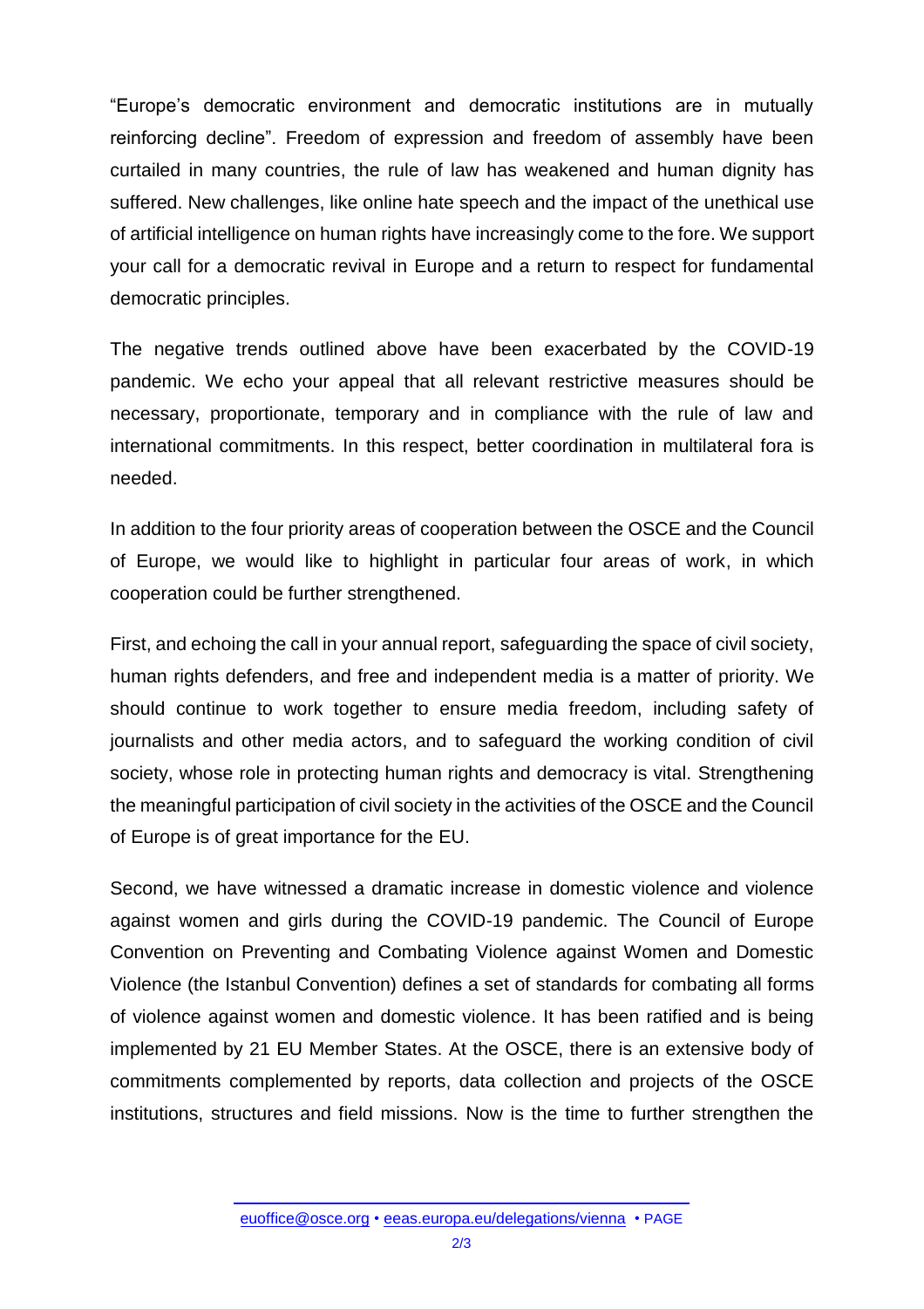"Europe's democratic environment and democratic institutions are in mutually reinforcing decline". Freedom of expression and freedom of assembly have been curtailed in many countries, the rule of law has weakened and human dignity has suffered. New challenges, like online hate speech and the impact of the unethical use of artificial intelligence on human rights have increasingly come to the fore. We support your call for a democratic revival in Europe and a return to respect for fundamental democratic principles.

The negative trends outlined above have been exacerbated by the COVID-19 pandemic. We echo your appeal that all relevant restrictive measures should be necessary, proportionate, temporary and in compliance with the rule of law and international commitments. In this respect, better coordination in multilateral fora is needed.

In addition to the four priority areas of cooperation between the OSCE and the Council of Europe, we would like to highlight in particular four areas of work, in which cooperation could be further strengthened.

First, and echoing the call in your annual report, safeguarding the space of civil society, human rights defenders, and free and independent media is a matter of priority. We should continue to work together to ensure media freedom, including safety of journalists and other media actors, and to safeguard the working condition of civil society, whose role in protecting human rights and democracy is vital. Strengthening the meaningful participation of civil society in the activities of the OSCE and the Council of Europe is of great importance for the EU.

Second, we have witnessed a dramatic increase in domestic violence and violence against women and girls during the COVID-19 pandemic. The Council of Europe Convention on Preventing and Combating Violence against Women and Domestic Violence (the Istanbul Convention) defines a set of standards for combating all forms of violence against women and domestic violence. It has been ratified and is being implemented by 21 EU Member States. At the OSCE, there is an extensive body of commitments complemented by reports, data collection and projects of the OSCE institutions, structures and field missions. Now is the time to further strengthen the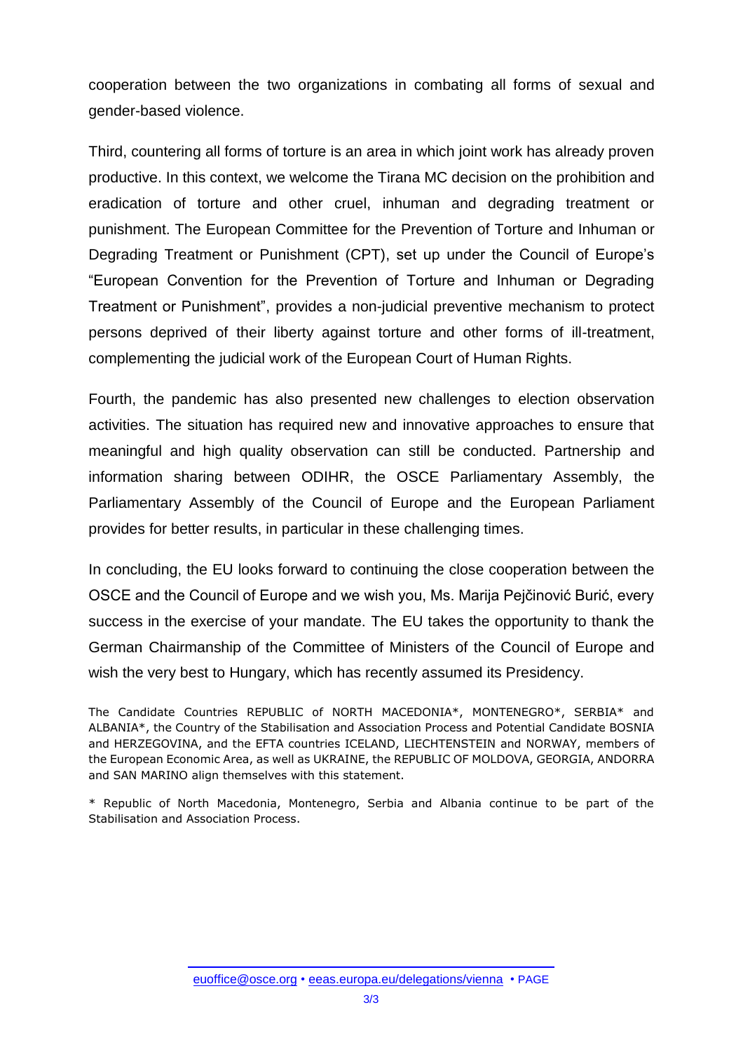cooperation between the two organizations in combating all forms of sexual and gender-based violence.

Third, countering all forms of torture is an area in which joint work has already proven productive. In this context, we welcome the Tirana MC decision on the prohibition and eradication of torture and other cruel, inhuman and degrading treatment or punishment. The European Committee for the Prevention of Torture and Inhuman or Degrading Treatment or Punishment (CPT), set up under the Council of Europe's "European Convention for the Prevention of Torture and Inhuman or Degrading Treatment or Punishment", provides a non-judicial preventive mechanism to protect persons deprived of their liberty against torture and other forms of ill-treatment, complementing the judicial work of the European Court of Human Rights.

Fourth, the pandemic has also presented new challenges to election observation activities. The situation has required new and innovative approaches to ensure that meaningful and high quality observation can still be conducted. Partnership and information sharing between ODIHR, the OSCE Parliamentary Assembly, the Parliamentary Assembly of the Council of Europe and the European Parliament provides for better results, in particular in these challenging times.

In concluding, the EU looks forward to continuing the close cooperation between the OSCE and the Council of Europe and we wish you, Ms. Marija Pejčinović Burić, every success in the exercise of your mandate. The EU takes the opportunity to thank the German Chairmanship of the Committee of Ministers of the Council of Europe and wish the very best to Hungary, which has recently assumed its Presidency.

The Candidate Countries REPUBLIC of NORTH MACEDONIA*, MONTENEGRO*, SERBIA* and ALBANIA*, the Country of the Stabilisation and Association Process and Potential Candidate BOSNIA and HERZEGOVINA, and the EFTA countries ICELAND, LIECHTENSTEIN and NORWAY, members of the European Economic Area, as well as UKRAINE, the REPUBLIC OF MOLDOVA, GEORGIA, ANDORRA and SAN MARINO align themselves with this statement.

* Republic of North Macedonia, Montenegro, Serbia and Albania continue to be part of the Stabilisation and Association Process.